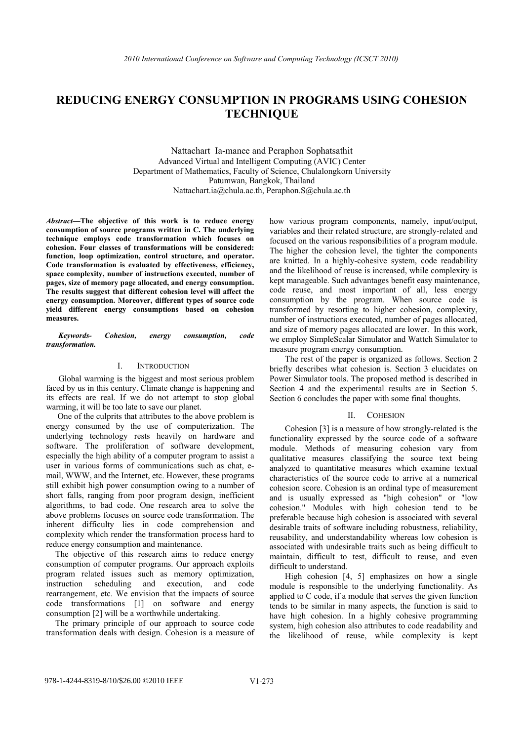# REDUCING ENERGY CONSUMPTION IN PROGRAMS USING COHESION TECHNIQUE

Nattachart Ia-manee and Peraphon Sophatsathit
Advanced Virtual and Intelligent Computing (AVIC) Center
Department of Mathematics, Faculty of Science, Chulalongkorn University
Patumwan, Bangkok, Thailand
Nattachart.ia@chula.ac.th, Peraphon.S@chula.ac.th

***Abstract*—The objective of this work is to reduce energy consumption of source programs written in C. The underlying technique employs code transformation which focuses on cohesion. Four classes of transformations will be considered: function, loop optimization, control structure, and operator. Code transformation is evaluated by effectiveness, efficiency, space complexity, number of instructions executed, number of pages, size of memory page allocated, and energy consumption. The results suggest that different cohesion level will affect the energy consumption. Moreover, different types of source code yield different energy consumptions based on cohesion measures.**

***Keywords- Cohesion, energy consumption, code transformation.***

## I. INTRODUCTION

Global warming is the biggest and most serious problem faced by us in this century. Climate change is happening and its effects are real. If we do not attempt to stop global warming, it will be too late to save our planet.

One of the culprits that attributes to the above problem is energy consumed by the use of computerization. The underlying technology rests heavily on hardware and software. The proliferation of software development, especially the high ability of a computer program to assist a user in various forms of communications such as chat, e-mail, WWW, and the Internet, etc. However, these programs still exhibit high power consumption owing to a number of short falls, ranging from poor program design, inefficient algorithms, to bad code. One research area to solve the above problems focuses on source code transformation. The inherent difficulty lies in code comprehension and complexity which render the transformation process hard to reduce energy consumption and maintenance.

The objective of this research aims to reduce energy consumption of computer programs. Our approach exploits program related issues such as memory optimization, instruction scheduling and execution, and code rearrangement, etc. We envision that the impacts of source code transformations [1] on software and energy consumption [2] will be a worthwhile undertaking.

The primary principle of our approach to source code transformation deals with design. Cohesion is a measure of how various program components, namely, input/output, variables and their related structure, are strongly-related and focused on the various responsibilities of a program module. The higher the cohesion level, the tighter the components are knitted. In a highly-cohesive system, code readability and the likelihood of reuse is increased, while complexity is kept manageable. Such advantages benefit easy maintenance, code reuse, and most important of all, less energy consumption by the program. When source code is transformed by resorting to higher cohesion, complexity, number of instructions executed, number of pages allocated, and size of memory pages allocated are lower. In this work, we employ SimpleScalar Simulator and Wattch Simulator to measure program energy consumption.

The rest of the paper is organized as follows. Section 2 briefly describes what cohesion is. Section 3 elucidates on Power Simulator tools. The proposed method is described in Section 4 and the experimental results are in Section 5. Section 6 concludes the paper with some final thoughts.

## II. COHESION

Cohesion [3] is a measure of how strongly-related is the functionality expressed by the source code of a software module. Methods of measuring cohesion vary from qualitative measures classifying the source text being analyzed to quantitative measures which examine textual characteristics of the source code to arrive at a numerical cohesion score. Cohesion is an ordinal type of measurement and is usually expressed as "high cohesion" or "low cohesion." Modules with high cohesion tend to be preferable because high cohesion is associated with several desirable traits of software including robustness, reliability, reusability, and understandability whereas low cohesion is associated with undesirable traits such as being difficult to maintain, difficult to test, difficult to reuse, and even difficult to understand.

High cohesion [4, 5] emphasizes on how a single module is responsible to the underlying functionality. As applied to C code, if a module that serves the given function tends to be similar in many aspects, the function is said to have high cohesion. In a highly cohesive programming system, high cohesion also attributes to code readability and the likelihood of reuse, while complexity is kept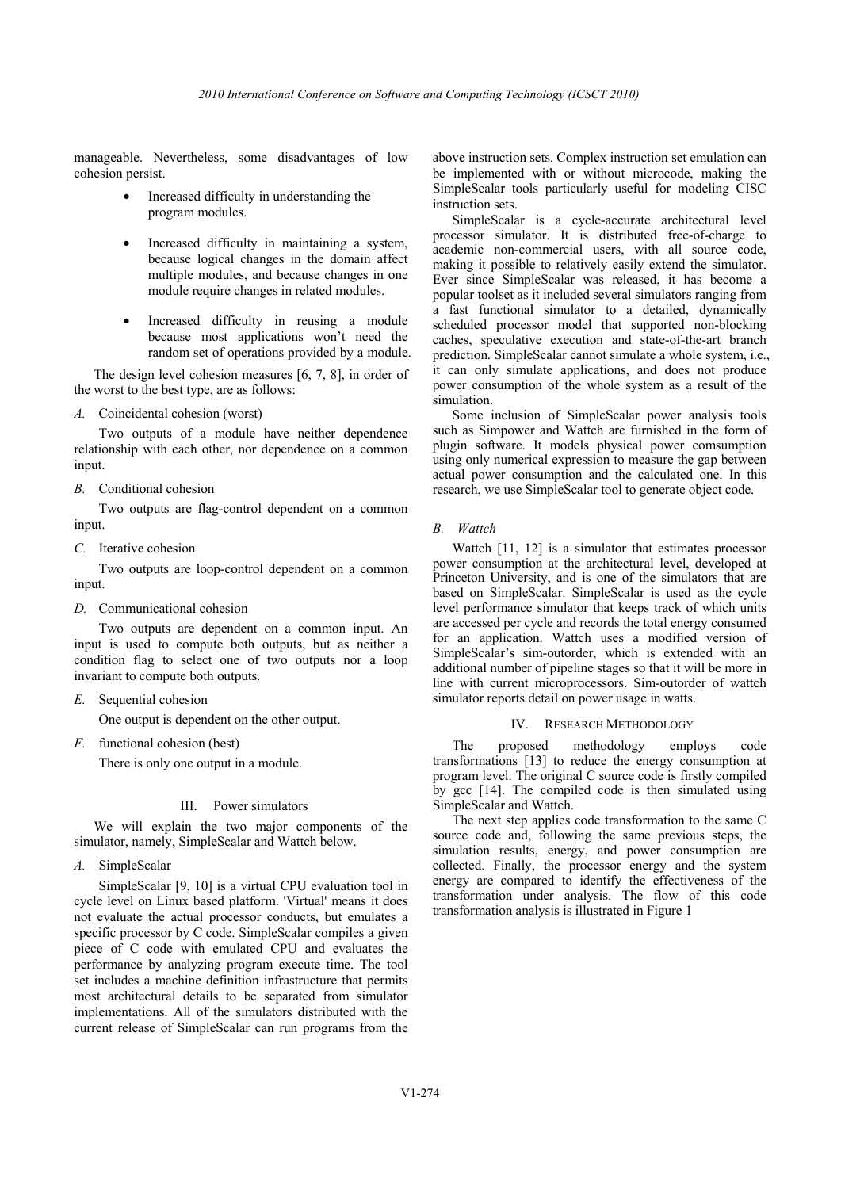manageable. Nevertheless, some disadvantages of low cohesion persist.

- Increased difficulty in understanding the program modules.
- Increased difficulty in maintaining a system, because logical changes in the domain affect multiple modules, and because changes in one module require changes in related modules.
- Increased difficulty in reusing a module because most applications won't need the random set of operations provided by a module.

The design level cohesion measures [6, 7, 8], in order of the worst to the best type, are as follows:

*A.* Coincidental cohesion (worst)

Two outputs of a module have neither dependence relationship with each other, nor dependence on a common input.

*B.* Conditional cohesion

Two outputs are flag-control dependent on a common input.

*C.* Iterative cohesion

Two outputs are loop-control dependent on a common input.

*D.* Communicational cohesion

Two outputs are dependent on a common input. An input is used to compute both outputs, but as neither a condition flag to select one of two outputs nor a loop invariant to compute both outputs.

*E.* Sequential cohesion

One output is dependent on the other output.

*F.* functional cohesion (best)

There is only one output in a module.

## III. Power simulators

We will explain the two major components of the simulator, namely, SimpleScalar and Wattch below.

### *A.* SimpleScalar

SimpleScalar [9, 10] is a virtual CPU evaluation tool in cycle level on Linux based platform. 'Virtual' means it does not evaluate the actual processor conducts, but emulates a specific processor by C code. SimpleScalar compiles a given piece of C code with emulated CPU and evaluates the performance by analyzing program execute time. The tool set includes a machine definition infrastructure that permits most architectural details to be separated from simulator implementations. All of the simulators distributed with the current release of SimpleScalar can run programs from the above instruction sets. Complex instruction set emulation can be implemented with or without microcode, making the SimpleScalar tools particularly useful for modeling CISC instruction sets.

SimpleScalar is a cycle-accurate architectural level processor simulator. It is distributed free-of-charge to academic non-commercial users, with all source code, making it possible to relatively easily extend the simulator. Ever since SimpleScalar was released, it has become a popular toolset as it included several simulators ranging from a fast functional simulator to a detailed, dynamically scheduled processor model that supported non-blocking caches, speculative execution and state-of-the-art branch prediction. SimpleScalar cannot simulate a whole system, i.e., it can only simulate applications, and does not produce power consumption of the whole system as a result of the simulation.

Some inclusion of SimpleScalar power analysis tools such as Simpower and Wattch are furnished in the form of plugin software. It models physical power comsumption using only numerical expression to measure the gap between actual power consumption and the calculated one. In this research, we use SimpleScalar tool to generate object code.

### *B.* Wattch

Wattch [11, 12] is a simulator that estimates processor power consumption at the architectural level, developed at Princeton University, and is one of the simulators that are based on SimpleScalar. SimpleScalar is used as the cycle level performance simulator that keeps track of which units are accessed per cycle and records the total energy consumed for an application. Wattch uses a modified version of SimpleScalar's sim-outorder, which is extended with an additional number of pipeline stages so that it will be more in line with current microprocessors. Sim-outorder of wattch simulator reports detail on power usage in watts.

## IV. Research Methodology

The proposed methodology employs code transformations [13] to reduce the energy consumption at program level. The original C source code is firstly compiled by gcc [14]. The compiled code is then simulated using SimpleScalar and Wattch.

The next step applies code transformation to the same C source code and, following the same previous steps, the simulation results, energy, and power consumption are collected. Finally, the processor energy and the system energy are compared to identify the effectiveness of the transformation under analysis. The flow of this code transformation analysis is illustrated in Figure 1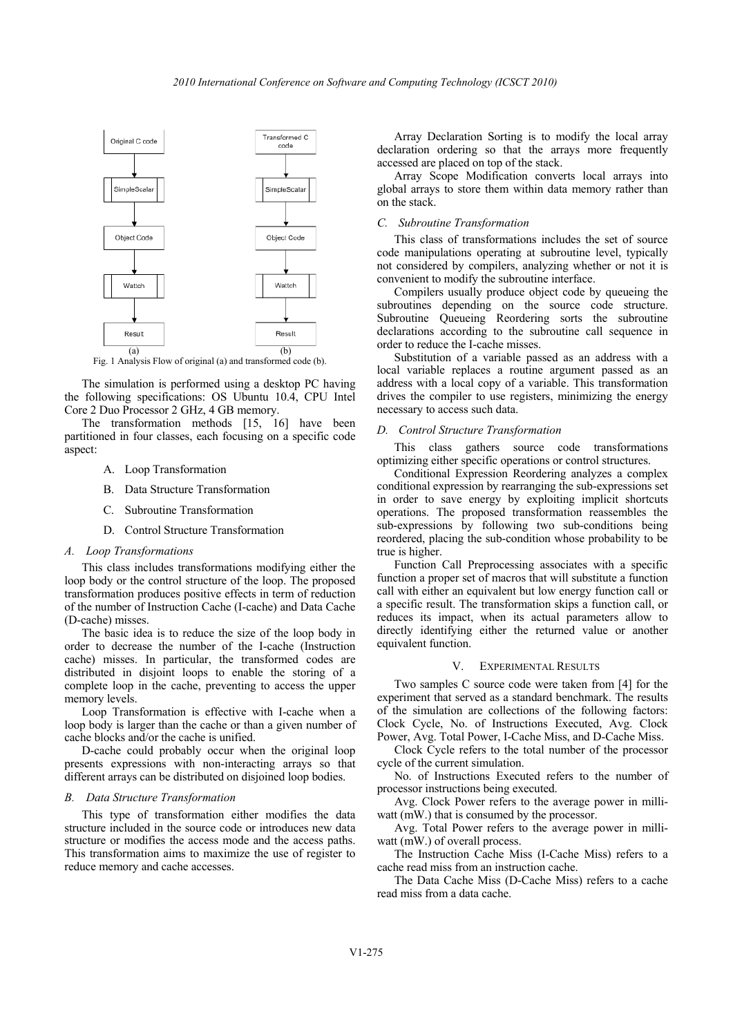Fig. 1 Analysis Flow of original (a) and transformed code (b).

The simulation is performed using a desktop PC having the following specifications: OS Ubuntu 10.4, CPU Intel Core 2 Duo Processor 2 GHz, 4 GB memory.

The transformation methods [15, 16] have been partitioned in four classes, each focusing on a specific code aspect:

A. Loop Transformation

B. Data Structure Transformation

C. Subroutine Transformation

D. Control Structure Transformation

### *A. Loop Transformations*

This class includes transformations modifying either the loop body or the control structure of the loop. The proposed transformation produces positive effects in term of reduction of the number of Instruction Cache (I-cache) and Data Cache (D-cache) misses.

The basic idea is to reduce the size of the loop body in order to decrease the number of the I-cache (Instruction cache) misses. In particular, the transformed codes are distributed in disjoint loops to enable the storing of a complete loop in the cache, preventing to access the upper memory levels.

Loop Transformation is effective with I-cache when a loop body is larger than the cache or than a given number of cache blocks and/or the cache is unified.

D-cache could probably occur when the original loop presents expressions with non-interacting arrays so that different arrays can be distributed on disjoined loop bodies.

### *B. Data Structure Transformation*

This type of transformation either modifies the data structure included in the source code or introduces new data structure or modifies the access mode and the access paths. This transformation aims to maximize the use of register to reduce memory and cache accesses.

Array Declaration Sorting is to modify the local array declaration ordering so that the arrays more frequently accessed are placed on top of the stack.

Array Scope Modification converts local arrays into global arrays to store them within data memory rather than on the stack.

### *C. Subroutine Transformation*

This class of transformations includes the set of source code manipulations operating at subroutine level, typically not considered by compilers, analyzing whether or not it is convenient to modify the subroutine interface.

Compilers usually produce object code by queueing the subroutines depending on the source code structure. Subroutine Queueing Reordering sorts the subroutine declarations according to the subroutine call sequence in order to reduce the I-cache misses.

Substitution of a variable passed as an address with a local variable replaces a routine argument passed as an address with a local copy of a variable. This transformation drives the compiler to use registers, minimizing the energy necessary to access such data.

### *D. Control Structure Transformation*

This class gathers source code transformations optimizing either specific operations or control structures.

Conditional Expression Reordering analyzes a complex conditional expression by rearranging the sub-expressions set in order to save energy by exploiting implicit shortcuts operations. The proposed transformation reassembles the sub-expressions by following two sub-conditions being reordered, placing the sub-condition whose probability to be true is higher.

Function Call Preprocessing associates with a specific function a proper set of macros that will substitute a function call with either an equivalent but low energy function call or a specific result. The transformation skips a function call, or reduces its impact, when its actual parameters allow to directly identifying either the returned value or another equivalent function.

## V. Experimental Results

Two samples C source code were taken from [4] for the experiment that served as a standard benchmark. The results of the simulation are collections of the following factors: Clock Cycle, No. of Instructions Executed, Avg. Clock Power, Avg. Total Power, I-Cache Miss, and D-Cache Miss.

Clock Cycle refers to the total number of the processor cycle of the current simulation.

No. of Instructions Executed refers to the number of processor instructions being executed.

Avg. Clock Power refers to the average power in milli-watt (mW.) that is consumed by the processor.

Avg. Total Power refers to the average power in milli-watt (mW.) of overall process.

The Instruction Cache Miss (I-Cache Miss) refers to a cache read miss from an instruction cache.

The Data Cache Miss (D-Cache Miss) refers to a cache read miss from a data cache.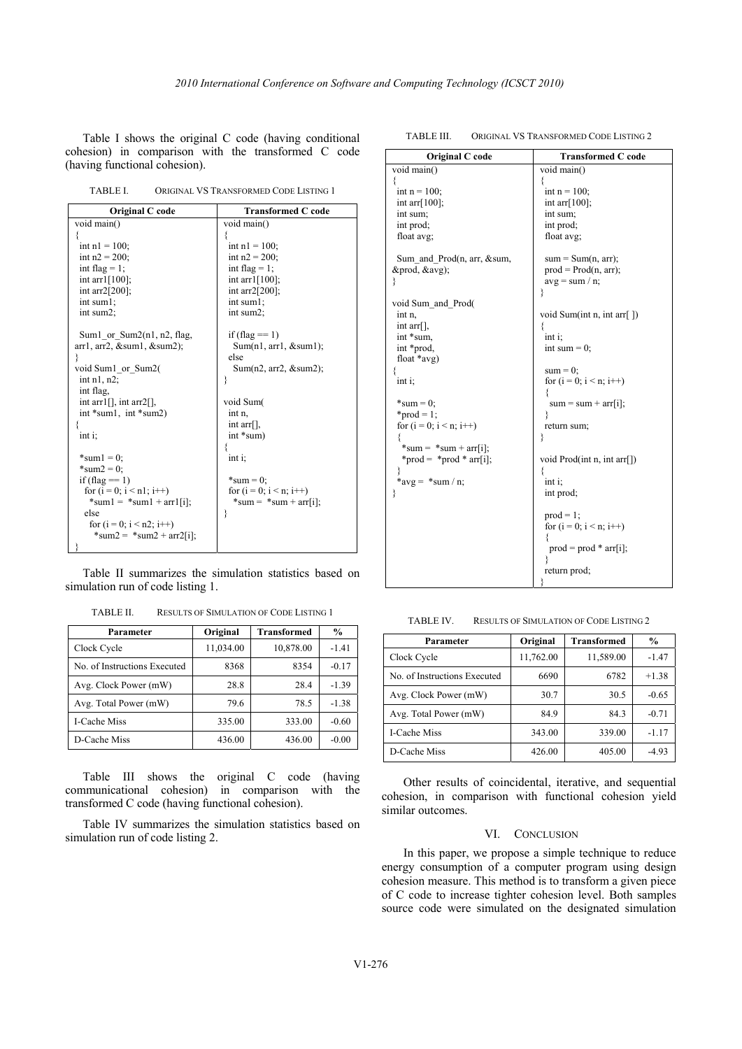Table I shows the original C code (having conditional cohesion) in comparison with the transformed C code (having functional cohesion).

TABLE I. ORIGINAL VS TRANSFORMED CODE LISTING 1

| Original C code | Transformed C code |
|---|---|
| `void main()`<br>`{`<br>`int n1 = 100;`<br>`int n2 = 200;`<br>`int flag = 1;`<br>`int arr1[100];`<br>`int arr2[200];`<br>`int sum1;`<br>`int sum2;`<br><br>`Sum1_or_Sum2(n1, n2, flag, arr1, arr2, &sum1, &sum2);`<br>`}`<br>`void Sum1_or_Sum2(`<br>`int n1, n2;`<br>`int flag,`<br>`int arr1[], int arr2[],`<br>`int *sum1, int *sum2)`<br>`{`<br>`int i;`<br><br>`*sum1 = 0;`<br>`*sum2 = 0;`<br>`if (flag == 1)`<br>`for (i = 0; i < n1; i++)`<br>`*sum1 = *sum1 + arr1[i];`<br>`else`<br>`for (i = 0; i < n2; i++)`<br>`*sum2 = *sum2 + arr2[i];`<br>`}` | `void main()`<br>`{`<br>`int n1 = 100;`<br>`int n2 = 200;`<br>`int flag = 1;`<br>`int arr1[100];`<br>`int arr2[200];`<br>`int sum1;`<br>`int sum2;`<br><br>`if (flag == 1)`<br>`Sum(n1, arr1, &sum1);`<br>`else`<br>`Sum(n2, arr2, &sum2);`<br>`}`<br><br>`void Sum(`<br>`int n,`<br>`int arr[],`<br>`int *sum)`<br>`{`<br>`int i;`<br><br>`*sum = 0;`<br>`for (i = 0; i < n; i++)`<br>`*sum = *sum + arr[i];`<br>`}` |

Table II summarizes the simulation statistics based on simulation run of code listing 1.

TABLE II. RESULTS OF SIMULATION OF CODE LISTING 1

| Parameter | Original | Transformed | % |
|---|---|---|---|
| Clock Cycle | 11,034.00 | 10,878.00 | -1.41 |
| No. of Instructions Executed | 8368 | 8354 | -0.17 |
| Avg. Clock Power (mW) | 28.8 | 28.4 | -1.39 |
| Avg. Total Power (mW) | 79.6 | 78.5 | -1.38 |
| I-Cache Miss | 335.00 | 333.00 | -0.60 |
| D-Cache Miss | 436.00 | 436.00 | -0.00 |

Table III shows the original C code (having communicational cohesion) in comparison with the transformed C code (having functional cohesion).

Table IV summarizes the simulation statistics based on simulation run of code listing 2.

TABLE III. ORIGINAL VS TRANSFORMED CODE LISTING 2

| Original C code | Transformed C code |
|---|---|
| `void main()`<br>`{`<br>`int n = 100;`<br>`int arr[100];`<br>`int sum;`<br>`int prod;`<br>`float avg;`<br><br>`Sum_and_Prod(n, arr, &sum, &prod, &avg);`<br>`}`<br><br>`void Sum_and_Prod(`<br>`int n,`<br>`int arr[],`<br>`int *sum,`<br>`int *prod,`<br>`float *avg)`<br>`{`<br>`int i;`<br><br>`*sum = 0;`<br>`*prod = 1;`<br>`for (i = 0; i < n; i++)`<br>`{`<br>`*sum = *sum + arr[i];`<br>`*prod = *prod * arr[i];`<br>`}`<br>`*avg = *sum / n;`<br>`}` | `void main()`<br>`{`<br>`int n = 100;`<br>`int arr[100];`<br>`int sum;`<br>`int prod;`<br>`float avg;`<br><br>`sum = Sum(n, arr);`<br>`prod = Prod(n, arr);`<br>`avg = sum / n;`<br>`}`<br><br>`void Sum(int n, int arr[ ])`<br>`{`<br>`int i;`<br>`int sum = 0;`<br><br>`sum = 0;`<br>`for (i = 0; i < n; i++)`<br>`{`<br>`sum = sum + arr[i];`<br>`}`<br>`return sum;`<br>`}`<br><br>`void Prod(int n, int arr[])`<br>`{`<br>`int i;`<br>`int prod;`<br><br>`prod = 1;`<br>`for (i = 0; i < n; i++)`<br>`{`<br>`prod = prod * arr[i];`<br>`}`<br>`return prod;`<br>`}` |

TABLE IV. RESULTS OF SIMULATION OF CODE LISTING 2

| Parameter | Original | Transformed | % |
|---|---|---|---|
| Clock Cycle | 11,762.00 | 11,589.00 | -1.47 |
| No. of Instructions Executed | 6690 | 6782 | +1.38 |
| Avg. Clock Power (mW) | 30.7 | 30.5 | -0.65 |
| Avg. Total Power (mW) | 84.9 | 84.3 | -0.71 |
| I-Cache Miss | 343.00 | 339.00 | -1.17 |
| D-Cache Miss | 426.00 | 405.00 | -4.93 |

Other results of coincidental, iterative, and sequential cohesion, in comparison with functional cohesion yield similar outcomes.

## VI. CONCLUSION

In this paper, we propose a simple technique to reduce energy consumption of a computer program using design cohesion measure. This method is to transform a given piece of C code to increase tighter cohesion level. Both samples source code were simulated on the designated simulation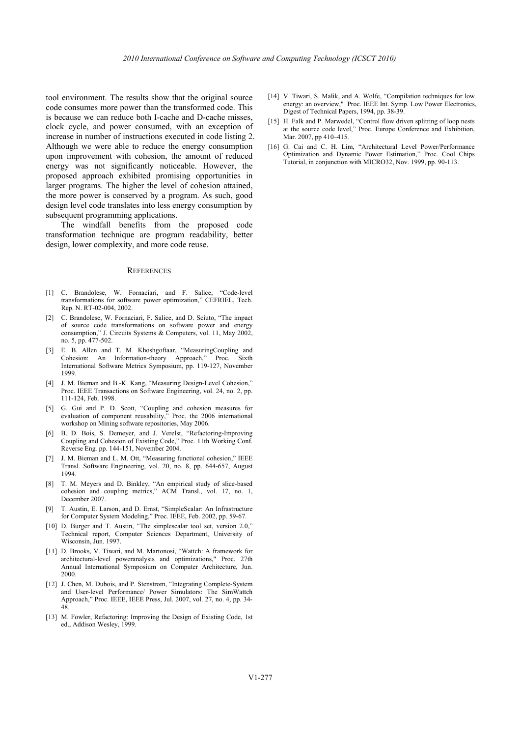tool environment. The results show that the original source code consumes more power than the transformed code. This is because we can reduce both I-cache and D-cache misses, clock cycle, and power consumed, with an exception of increase in number of instructions executed in code listing 2. Although we were able to reduce the energy consumption upon improvement with cohesion, the amount of reduced energy was not significantly noticeable. However, the proposed approach exhibited promising opportunities in larger programs. The higher the level of cohesion attained, the more power is conserved by a program. As such, good design level code translates into less energy consumption by subsequent programming applications.

The windfall benefits from the proposed code transformation technique are program readability, better design, lower complexity, and more code reuse.

## REFERENCES

[1] C. Brandolese, W. Fornaciari, and F. Salice, "Code-level transformations for software power optimization," CEFRIEL, Tech. Rep. N. RT-02-004, 2002.

[2] C. Brandolese, W. Fornaciari, F. Salice, and D. Sciuto, "The impact of source code transformations on software power and energy consumption," J. Circuits Systems & Computers, vol. 11, May 2002, no. 5, pp. 477-502.

[3] E. B. Allen and T. M. Khoshgoftaar, "MeasuringCoupling and Cohesion: An Information-theory Approach," Proc. Sixth International Software Metrics Symposium, pp. 119-127, November 1999.

[4] J. M. Bieman and B.-K. Kang, "Measuring Design-Level Cohesion," Proc. IEEE Transactions on Software Engineering, vol. 24, no. 2, pp. 111-124, Feb. 1998.

[5] G. Gui and P. D. Scott, "Coupling and cohesion measures for evaluation of component reusability," Proc. the 2006 international workshop on Mining software repositories, May 2006.

[6] B. D. Bois, S. Demeyer, and J. Verelst, "Refactoring-Improving Coupling and Cohesion of Existing Code," Proc. 11th Working Conf. Reverse Eng. pp. 144-151, November 2004.

[7] J. M. Bieman and L. M. Ott, "Measuring functional cohesion," IEEE Transl. Software Engineering, vol. 20, no. 8, pp. 644-657, August 1994.

[8] T. M. Meyers and D. Binkley, "An empirical study of slice-based cohesion and coupling metrics," ACM Transl., vol. 17, no. 1, December 2007.

[9] T. Austin, E. Larson, and D. Ernst, "SimpleScalar: An Infrastructure for Computer System Modeling," Proc. IEEE, Feb. 2002, pp. 59-67.

[10] D. Burger and T. Austin, "The simplescalar tool set, version 2.0," Technical report, Computer Sciences Department, University of Wisconsin, Jun. 1997.

[11] D. Brooks, V. Tiwari, and M. Martonosi, "Wattch: A framework for architectural-level poweranalysis and optimizations," Proc. 27th Annual International Symposium on Computer Architecture, Jun. 2000.

[12] J. Chen, M. Dubois, and P. Stenstrom, "Integrating Complete-System and User-level Performance/ Power Simulators: The SimWattch Approach," Proc. IEEE, IEEE Press, Jul. 2007, vol. 27, no. 4, pp. 34-48.

[13] M. Fowler, Refactoring: Improving the Design of Existing Code, 1st ed., Addison Wesley, 1999.

[14] V. Tiwari, S. Malik, and A. Wolfe, "Compilation techniques for low energy: an overview," Proc. IEEE Int. Symp. Low Power Electronics, Digest of Technical Papers, 1994, pp. 38-39.

[15] H. Falk and P. Marwedel, "Control flow driven splitting of loop nests at the source code level," Proc. Europe Conference and Exhibition, Mar. 2007, pp 410–415.

[16] G. Cai and C. H. Lim, "Architectural Level Power/Performance Optimization and Dynamic Power Estimation," Proc. Cool Chips Tutorial, in conjunction with MICRO32, Nov. 1999, pp. 90-113.